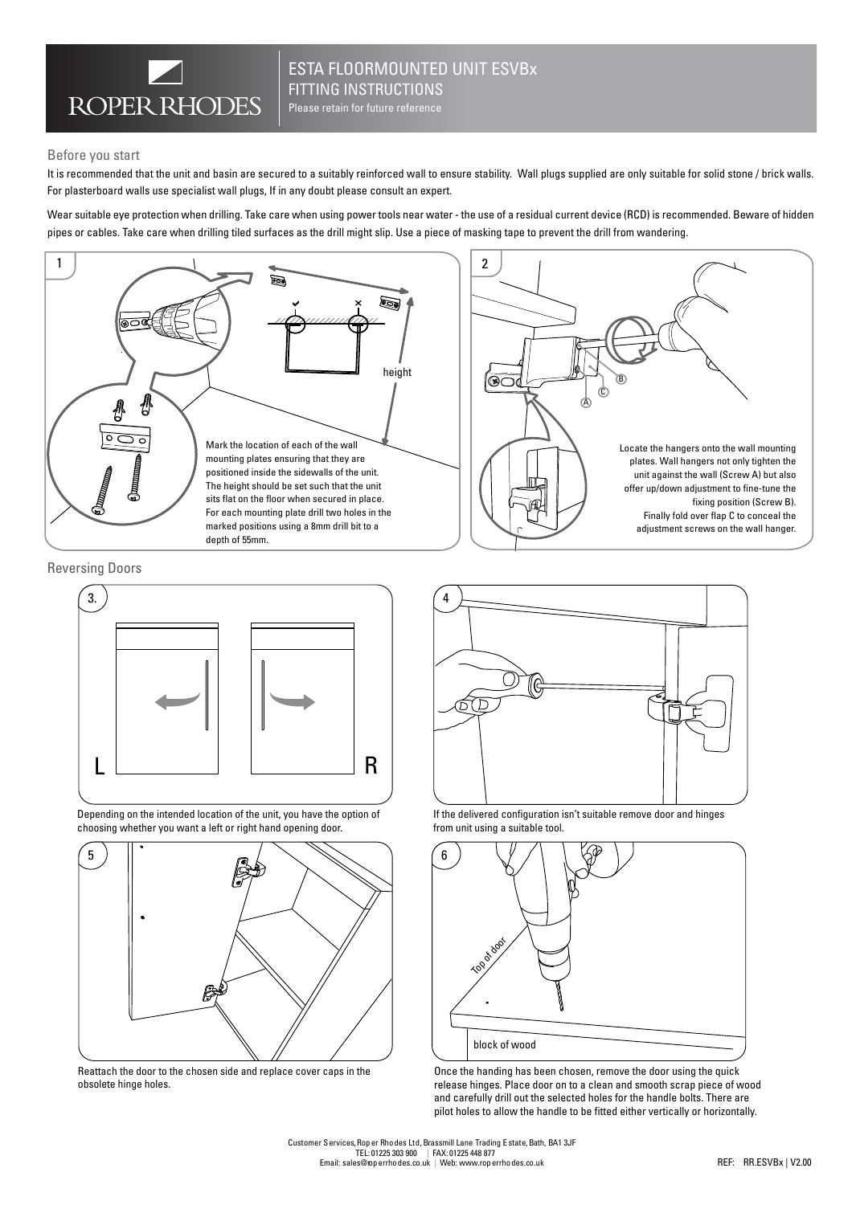ROPER RHODES

# ESTA FLOORMOUNTED UNIT ESVBx

## FITTING INSTRUCTIONS

Please retain for future reference

## Before you start

It is recommended that the unit and basin are secured to a suitably reinforced wall to ensure stability. Wall plugs supplied are only suitable for solid stone / brick walls. For plasterboard walls use specialist wall plugs, If in any doubt please consult an expert.

Wear suitable eye protection when drilling. Take care when using power tools near water - the use of a residual current device (RCD) is recommended. Beware of hidden pipes or cables. Take care when drilling tiled surfaces as the drill might slip. Use a piece of masking tape to prevent the drill from wandering.

**1**

height

Mark the location of each of the wall mounting plates ensuring that they are positioned inside the sidewalls of the unit. The height should be set such that the unit sits flat on the floor when secured in place. For each mounting plate drill two holes in the marked positions using a 8mm drill bit to a depth of 55mm.

**2**

A B C

Locate the hangers onto the wall mounting plates. Wall hangers not only tighten the unit against the wall (Screw A) but also offer up/down adjustment to fine-tune the fixing position (Screw B). Finally fold over flap C to conceal the adjustment screws on the wall hanger.

## Reversing Doors

**3.**

L R

Depending on the intended location of the unit, you have the option of choosing whether you want a left or right hand opening door.

**4**

If the delivered configuration isn't suitable remove door and hinges from unit using a suitable tool.

**5**

Reattach the door to the chosen side and replace cover caps in the obsolete hinge holes.

**6**

Top of door

block of wood

Once the handing has been chosen, remove the door using the quick release hinges. Place door on to a clean and smooth scrap piece of wood and carefully drill out the selected holes for the handle bolts. There are pilot holes to allow the handle to be fitted either vertically or horizontally.

Customer Services, Roper Rhodes Ltd, Brassmill Lane Trading Estate, Bath, BA1 3JF
TEL: 01225 303 900 | FAX: 01225 448 877
Email: sales@roperrhodes.co.uk | Web: www.roperrhodes.co.uk

REF: RR.ESVBx | V2.00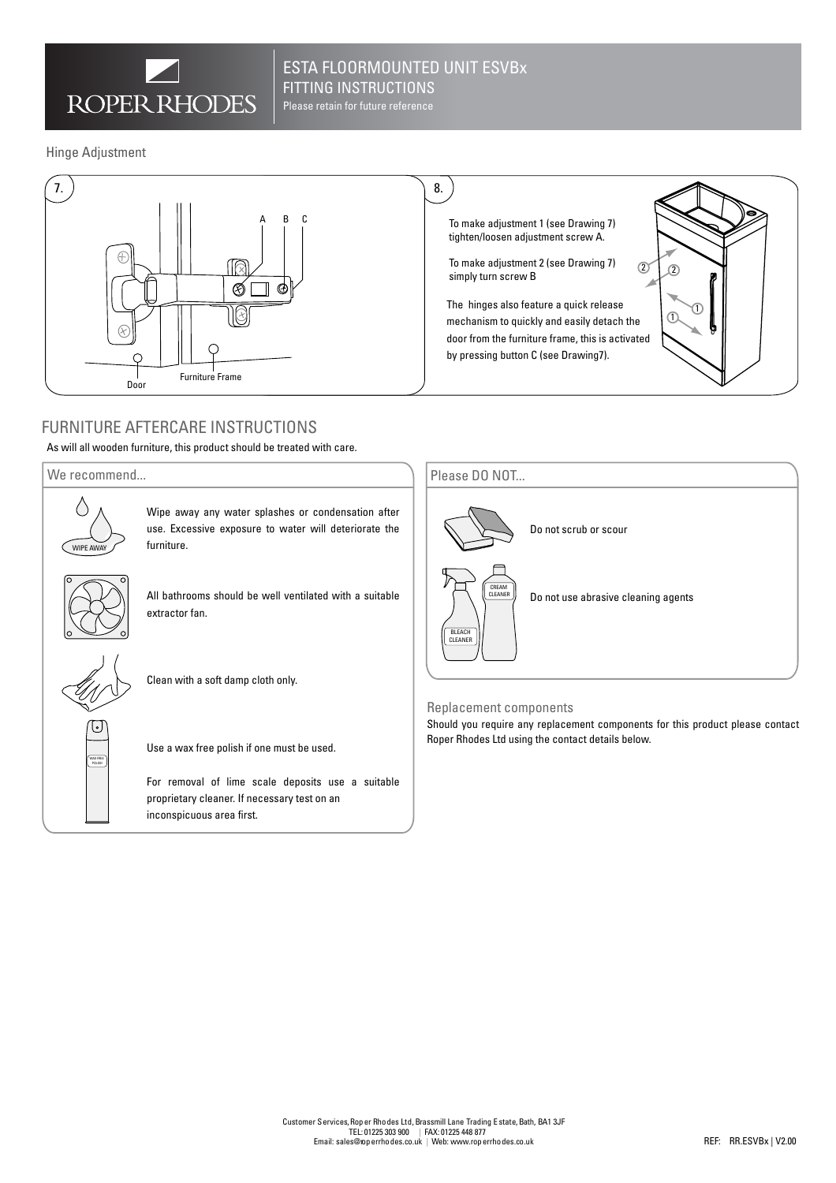## Hinge Adjustment

7.

A B C

Door

Furniture Frame

8.

To make adjustment 1 (see Drawing 7) tighten/loosen adjustment screw A.

To make adjustment 2 (see Drawing 7) simply turn screw B

The hinges also feature a quick release mechanism to quickly and easily detach the door from the furniture frame, this is activated by pressing button C (see Drawing7).

## FURNITURE AFTERCARE INSTRUCTIONS

As will all wooden furniture, this product should be treated with care.

### We recommend...

Wipe away any water splashes or condensation after use. Excessive exposure to water will deteriorate the furniture.

All bathrooms should be well ventilated with a suitable extractor fan.

Clean with a soft damp cloth only.

Use a wax free polish if one must be used.

For removal of lime scale deposits use a suitable proprietary cleaner. If necessary test on an inconspicuous area first.

### Please DO NOT...

Do not scrub or scour

Do not use abrasive cleaning agents

### Replacement components

Should you require any replacement components for this product please contact Roper Rhodes Ltd using the contact details below.

Customer Services, Roper Rhodes Ltd, Brassmill Lane Trading Estate, Bath, BA1 3JF
TEL: 01225 303 900 | FAX: 01225 448 877
Email: sales@roperrhodes.co.uk | Web: www.roperrhodes.co.uk

REF: RR.ESVBx | V2.00